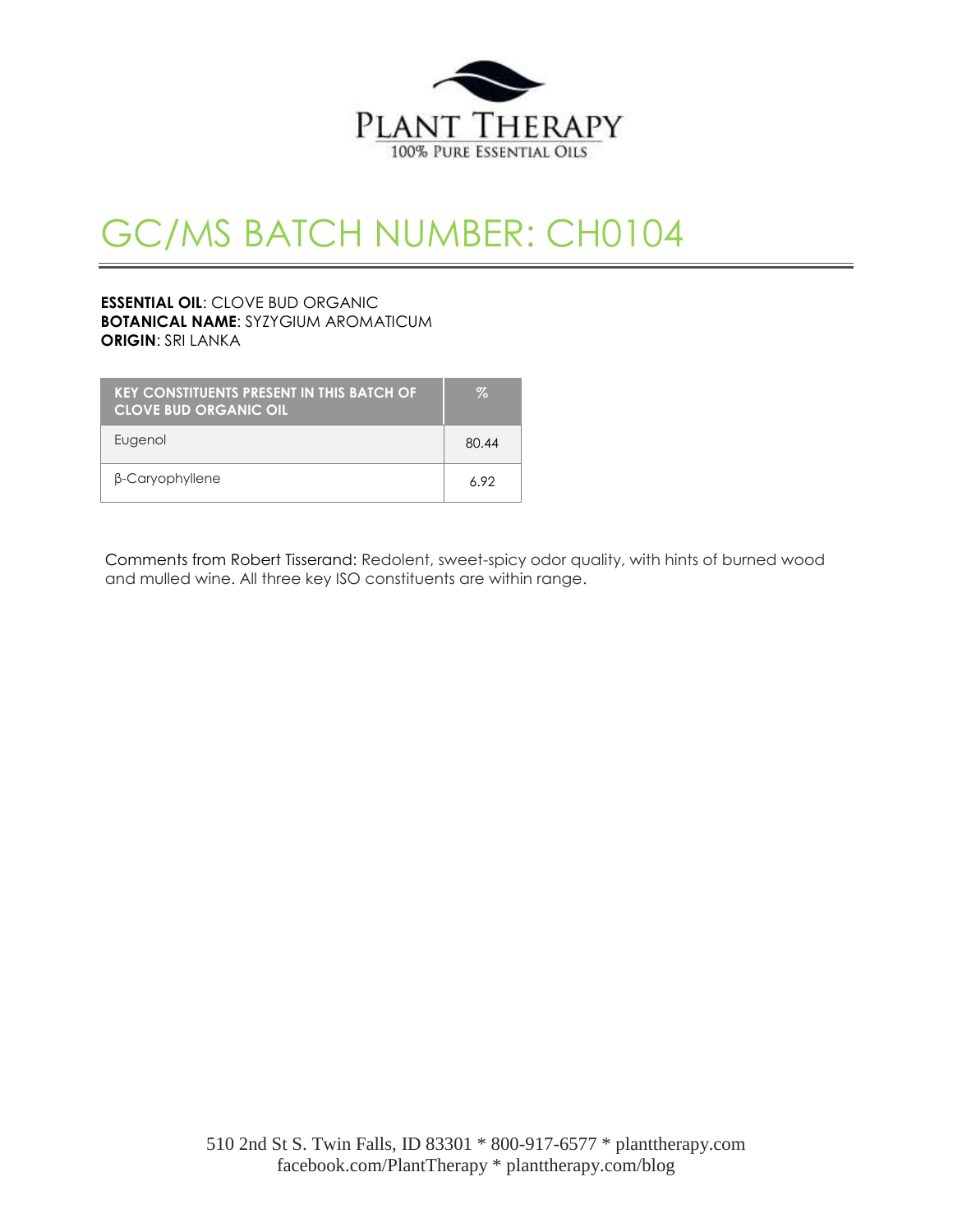PLANT THERAPY
100% PURE ESSENTIAL OILS

# GC/MS BATCH NUMBER: CH0104

**ESSENTIAL OIL**: CLOVE BUD ORGANIC
**BOTANICAL NAME**: SYZYGIUM AROMATICUM
**ORIGIN**: SRI LANKA

| KEY CONSTITUENTS PRESENT IN THIS BATCH OF CLOVE BUD ORGANIC OIL | % |
|---|---|
| Eugenol | 80.44 |
| β-Caryophyllene | 6.92 |

Comments from Robert Tisserand: Redolent, sweet-spicy odor quality, with hints of burned wood and mulled wine. All three key ISO constituents are within range.

510 2nd St S. Twin Falls, ID 83301 * 800-917-6577 * planttherapy.com
facebook.com/PlantTherapy * planttherapy.com/blog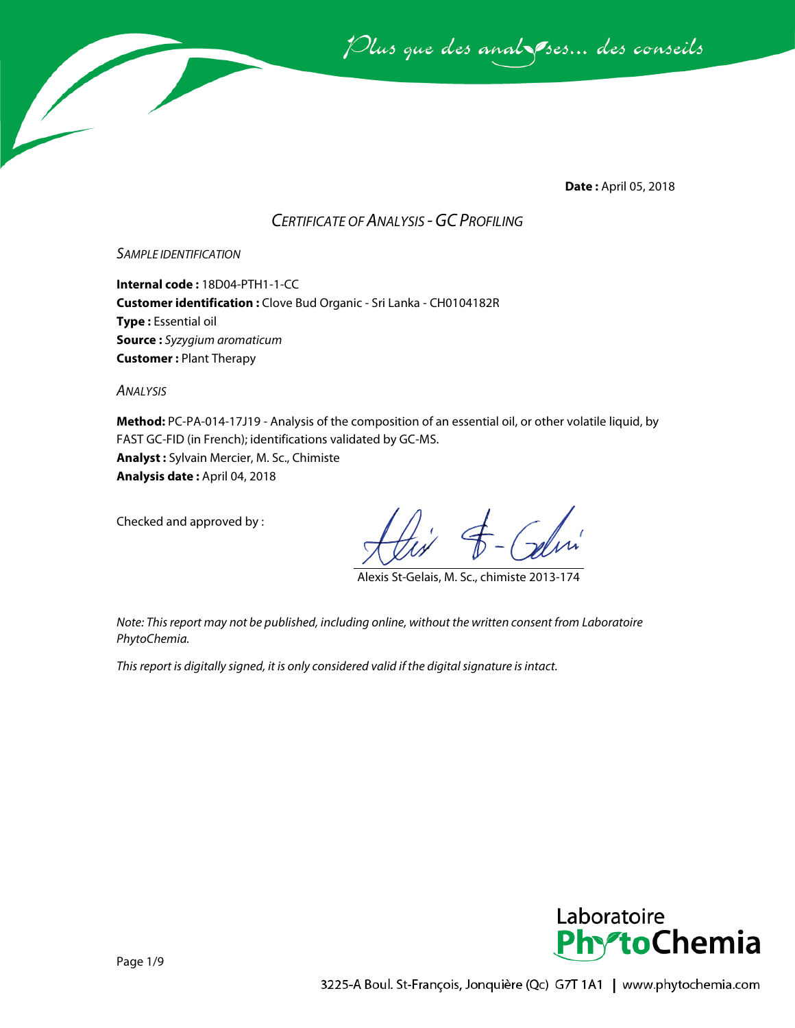**Date :** April 05, 2018

## *CERTIFICATE OF ANALYSIS - GC PROFILING*

*SAMPLE IDENTIFICATION*

**Internal code :** 18D04-PTH1-1-CC
**Customer identification :** Clove Bud Organic - Sri Lanka - CH0104182R
**Type :** Essential oil
**Source :** *Syzygium aromaticum*
**Customer :** Plant Therapy

*ANALYSIS*

**Method:** PC-PA-014-17J19 - Analysis of the composition of an essential oil, or other volatile liquid, by FAST GC-FID (in French); identifications validated by GC-MS.
**Analyst :** Sylvain Mercier, M. Sc., Chimiste
**Analysis date :** April 04, 2018

Checked and approved by :

Alexis St-Gelais, M. Sc., chimiste 2013-174

*Note: This report may not be published, including online, without the written consent from Laboratoire PhytoChemia.*

*This report is digitally signed, it is only considered valid if the digital signature is intact.*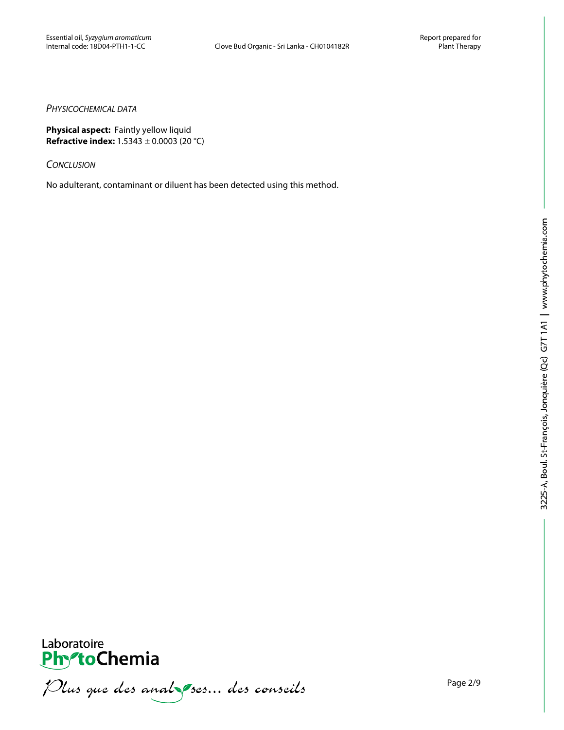## *Physicochemical data*

**Physical aspect:** Faintly yellow liquid
**Refractive index:** 1.5343 ± 0.0003 (20 °C)

## *Conclusion*

No adulterant, contaminant or diluent has been detected using this method.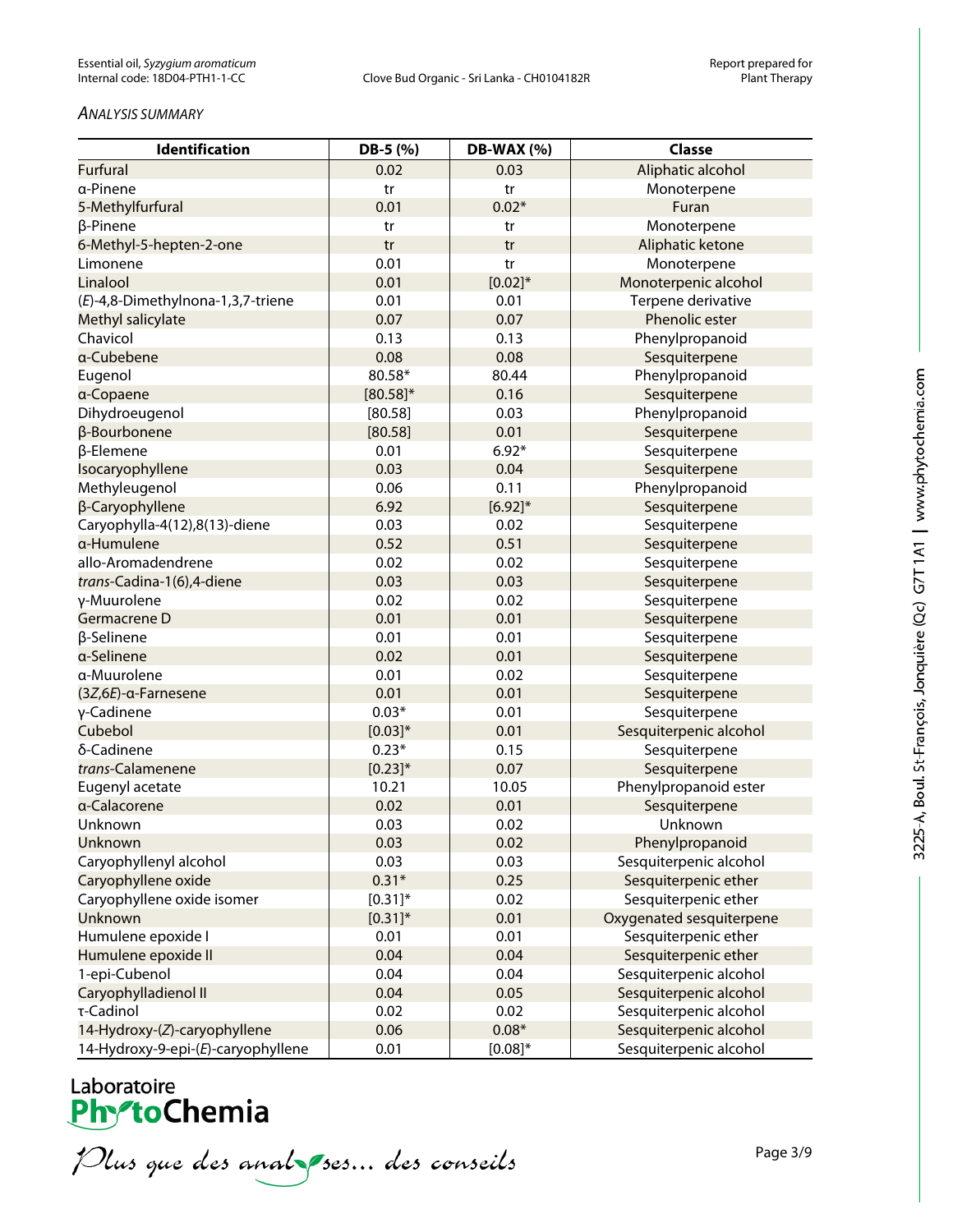*ANALYSIS SUMMARY*

| Identification | DB-5 (%) | DB-WAX (%) | Classe |
|---|---|---|---|
| Furfural | 0.02 | 0.03 | Aliphatic alcohol |
| α-Pinene | tr | tr | Monoterpene |
| 5-Methylfurfural | 0.01 | 0.02* | Furan |
| β-Pinene | tr | tr | Monoterpene |
| 6-Methyl-5-hepten-2-one | tr | tr | Aliphatic ketone |
| Limonene | 0.01 | tr | Monoterpene |
| Linalool | 0.01 | [0.02]* | Monoterpenic alcohol |
| (*E*)-4,8-Dimethylnona-1,3,7-triene | 0.01 | 0.01 | Terpene derivative |
| Methyl salicylate | 0.07 | 0.07 | Phenolic ester |
| Chavicol | 0.13 | 0.13 | Phenylpropanoid |
| α-Cubebene | 0.08 | 0.08 | Sesquiterpene |
| Eugenol | 80.58* | 80.44 | Phenylpropanoid |
| α-Copaene | [80.58]* | 0.16 | Sesquiterpene |
| Dihydroeugenol | [80.58] | 0.03 | Phenylpropanoid |
| β-Bourbonene | [80.58] | 0.01 | Sesquiterpene |
| β-Elemene | 0.01 | 6.92* | Sesquiterpene |
| Isocaryophyllene | 0.03 | 0.04 | Sesquiterpene |
| Methyleugenol | 0.06 | 0.11 | Phenylpropanoid |
| β-Caryophyllene | 6.92 | [6.92]* | Sesquiterpene |
| Caryophylla-4(12),8(13)-diene | 0.03 | 0.02 | Sesquiterpene |
| α-Humulene | 0.52 | 0.51 | Sesquiterpene |
| allo-Aromadendrene | 0.02 | 0.02 | Sesquiterpene |
| *trans*-Cadina-1(6),4-diene | 0.03 | 0.03 | Sesquiterpene |
| γ-Muurolene | 0.02 | 0.02 | Sesquiterpene |
| Germacrene D | 0.01 | 0.01 | Sesquiterpene |
| β-Selinene | 0.01 | 0.01 | Sesquiterpene |
| α-Selinene | 0.02 | 0.01 | Sesquiterpene |
| α-Muurolene | 0.01 | 0.02 | Sesquiterpene |
| (3*Z*,6*E*)-α-Farnesene | 0.01 | 0.01 | Sesquiterpene |
| γ-Cadinene | 0.03* | 0.01 | Sesquiterpene |
| Cubebol | [0.03]* | 0.01 | Sesquiterpenic alcohol |
| δ-Cadinene | 0.23* | 0.15 | Sesquiterpene |
| *trans*-Calamenene | [0.23]* | 0.07 | Sesquiterpene |
| Eugenyl acetate | 10.21 | 10.05 | Phenylpropanoid ester |
| α-Calacorene | 0.02 | 0.01 | Sesquiterpene |
| Unknown | 0.03 | 0.02 | Unknown |
| Unknown | 0.03 | 0.02 | Phenylpropanoid |
| Caryophyllenyl alcohol | 0.03 | 0.03 | Sesquiterpenic alcohol |
| Caryophyllene oxide | 0.31* | 0.25 | Sesquiterpenic ether |
| Caryophyllene oxide isomer | [0.31]* | 0.02 | Sesquiterpenic ether |
| Unknown | [0.31]* | 0.01 | Oxygenated sesquiterpene |
| Humulene epoxide I | 0.01 | 0.01 | Sesquiterpenic ether |
| Humulene epoxide II | 0.04 | 0.04 | Sesquiterpenic ether |
| 1-epi-Cubenol | 0.04 | 0.04 | Sesquiterpenic alcohol |
| Caryophylladienol II | 0.04 | 0.05 | Sesquiterpenic alcohol |
| τ-Cadinol | 0.02 | 0.02 | Sesquiterpenic alcohol |
| 14-Hydroxy-(*Z*)-caryophyllene | 0.06 | 0.08* | Sesquiterpenic alcohol |
| 14-Hydroxy-9-epi-(*E*)-caryophyllene | 0.01 | [0.08]* | Sesquiterpenic alcohol |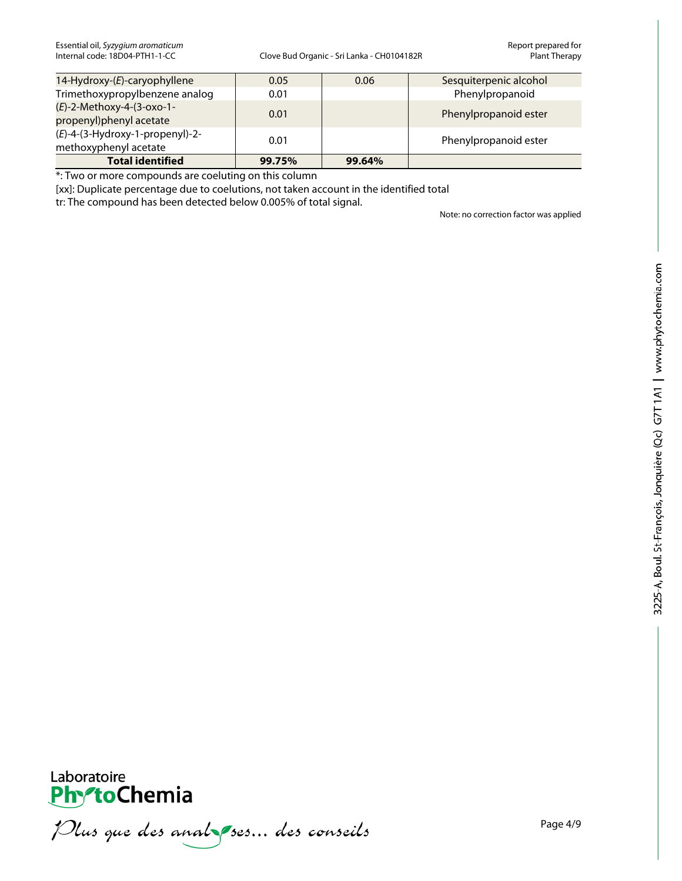| 14-Hydroxy-(*E*)-caryophyllene | 0.05 | 0.06 | Sesquiterpenic alcohol |
|---|---|---|---|
| Trimethoxypropylbenzene analog | 0.01 | | Phenylpropanoid |
| (*E*)-2-Methoxy-4-(3-oxo-1-propenyl)phenyl acetate | 0.01 | | Phenylpropanoid ester |
| (*E*)-4-(3-Hydroxy-1-propenyl)-2-methoxyphenyl acetate | 0.01 | | Phenylpropanoid ester |
| **Total identified** | **99.75%** | **99.64%** | |

*: Two or more compounds are coeluting on this column

[xx]: Duplicate percentage due to coelutions, not taken account in the identified total

tr: The compound has been detected below 0.005% of total signal.

Note: no correction factor was applied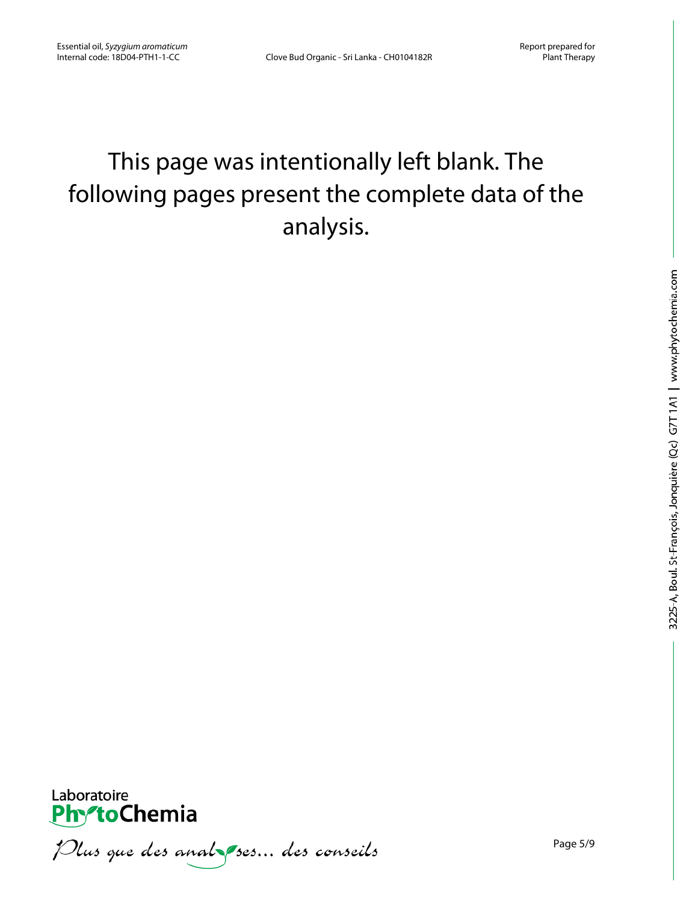This page was intentionally left blank. The following pages present the complete data of the analysis.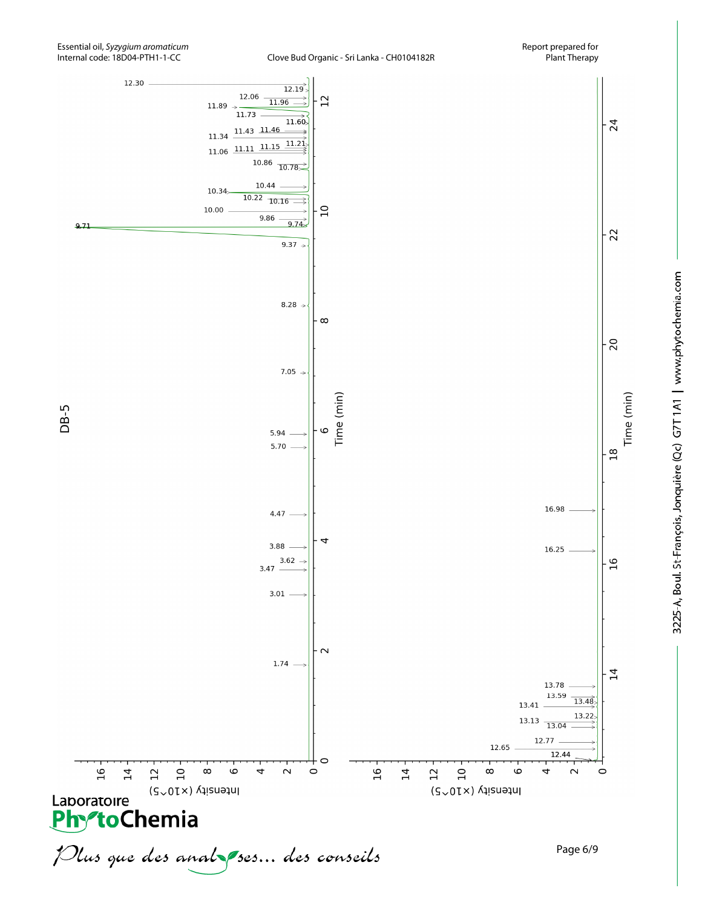DB-5

Time (min)

Intensity (×10^5)

Peak retention times (min): 1.74, 3.01, 3.47, 3.62, 3.88, 4.47, 5.70, 5.94, 7.05, 8.28, 9.37, 9.71, 9.74, 9.86, 10.00, 10.16, 10.22, 10.34, 10.44, 10.78, 10.86, 11.06, 11.11, 11.15, 11.21, 11.34, 11.43, 11.46, 11.60, 11.73, 11.89, 11.96, 12.06, 12.19, 12.30, 12.44, 12.65, 12.77, 13.04, 13.13, 13.22, 13.41, 13.48, 13.59, 13.78, 16.25, 16.98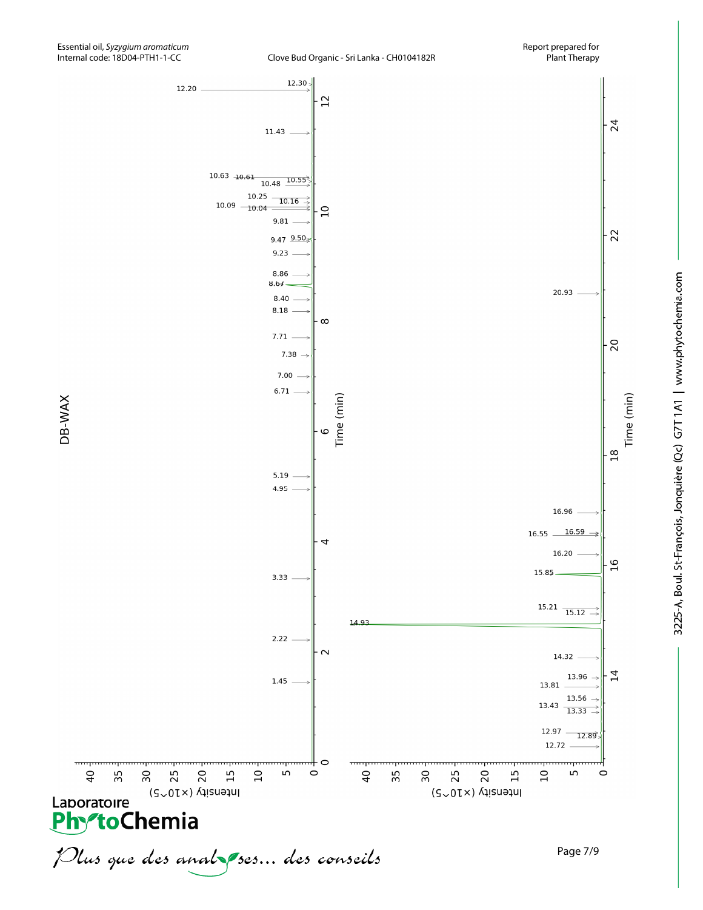DB-WAX

Intensity (×10^5)

Time (min)

12.30
12.20
11.43
10.63 10.61 10.55
10.48
10.25 10.16
10.09 10.04
9.81
9.47 9.50
9.23
8.86
8.67
8.40
8.18
7.71
7.38
7.00
6.71
5.19
4.95
3.33
2.22
1.45

20.93
16.96
16.55 16.59
16.20
15.85
15.21
15.12
14.93
14.32
13.96
13.81
13.56
13.43
13.33
12.97
12.89
12.72

*Plus que des analyses... des conseils*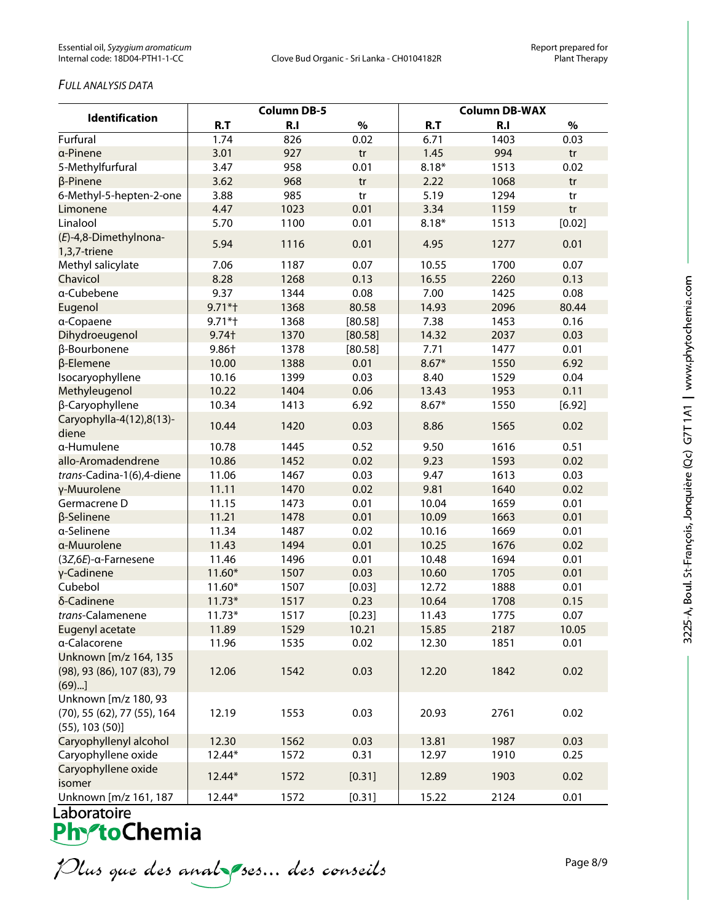*FULL ANALYSIS DATA*

| Identification | Column DB-5 | | | Column DB-WAX | | |
|---|---|---|---|---|---|---|
| | R.T | R.I | % | R.T | R.I | % |
| Furfural | 1.74 | 826 | 0.02 | 6.71 | 1403 | 0.03 |
| α-Pinene | 3.01 | 927 | tr | 1.45 | 994 | tr |
| 5-Methylfurfural | 3.47 | 958 | 0.01 | 8.18* | 1513 | 0.02 |
| β-Pinene | 3.62 | 968 | tr | 2.22 | 1068 | tr |
| 6-Methyl-5-hepten-2-one | 3.88 | 985 | tr | 5.19 | 1294 | tr |
| Limonene | 4.47 | 1023 | 0.01 | 3.34 | 1159 | tr |
| Linalool | 5.70 | 1100 | 0.01 | 8.18* | 1513 | [0.02] |
| (*E*)-4,8-Dimethylnona-1,3,7-triene | 5.94 | 1116 | 0.01 | 4.95 | 1277 | 0.01 |
| Methyl salicylate | 7.06 | 1187 | 0.07 | 10.55 | 1700 | 0.07 |
| Chavicol | 8.28 | 1268 | 0.13 | 16.55 | 2260 | 0.13 |
| α-Cubebene | 9.37 | 1344 | 0.08 | 7.00 | 1425 | 0.08 |
| Eugenol | 9.71*† | 1368 | 80.58 | 14.93 | 2096 | 80.44 |
| α-Copaene | 9.71*† | 1368 | [80.58] | 7.38 | 1453 | 0.16 |
| Dihydroeugenol | 9.74† | 1370 | [80.58] | 14.32 | 2037 | 0.03 |
| β-Bourbonene | 9.86† | 1378 | [80.58] | 7.71 | 1477 | 0.01 |
| β-Elemene | 10.00 | 1388 | 0.01 | 8.67* | 1550 | 6.92 |
| Isocaryophyllene | 10.16 | 1399 | 0.03 | 8.40 | 1529 | 0.04 |
| Methyleugenol | 10.22 | 1404 | 0.06 | 13.43 | 1953 | 0.11 |
| β-Caryophyllene | 10.34 | 1413 | 6.92 | 8.67* | 1550 | [6.92] |
| Caryophylla-4(12),8(13)-diene | 10.44 | 1420 | 0.03 | 8.86 | 1565 | 0.02 |
| α-Humulene | 10.78 | 1445 | 0.52 | 9.50 | 1616 | 0.51 |
| allo-Aromadendrene | 10.86 | 1452 | 0.02 | 9.23 | 1593 | 0.02 |
| *trans*-Cadina-1(6),4-diene | 11.06 | 1467 | 0.03 | 9.47 | 1613 | 0.03 |
| γ-Muurolene | 11.11 | 1470 | 0.02 | 9.81 | 1640 | 0.02 |
| Germacrene D | 11.15 | 1473 | 0.01 | 10.04 | 1659 | 0.01 |
| β-Selinene | 11.21 | 1478 | 0.01 | 10.09 | 1663 | 0.01 |
| α-Selinene | 11.34 | 1487 | 0.02 | 10.16 | 1669 | 0.01 |
| α-Muurolene | 11.43 | 1494 | 0.01 | 10.25 | 1676 | 0.02 |
| (3*Z*,6*E*)-α-Farnesene | 11.46 | 1496 | 0.01 | 10.48 | 1694 | 0.01 |
| γ-Cadinene | 11.60* | 1507 | 0.03 | 10.60 | 1705 | 0.01 |
| Cubebol | 11.60* | 1507 | [0.03] | 12.72 | 1888 | 0.01 |
| δ-Cadinene | 11.73* | 1517 | 0.23 | 10.64 | 1708 | 0.15 |
| *trans*-Calamenene | 11.73* | 1517 | [0.23] | 11.43 | 1775 | 0.07 |
| Eugenyl acetate | 11.89 | 1529 | 10.21 | 15.85 | 2187 | 10.05 |
| α-Calacorene | 11.96 | 1535 | 0.02 | 12.30 | 1851 | 0.01 |
| Unknown [m/z 164, 135 (98), 93 (86), 107 (83), 79 (69)...] | 12.06 | 1542 | 0.03 | 12.20 | 1842 | 0.02 |
| Unknown [m/z 180, 93 (70), 55 (62), 77 (55), 164 (55), 103 (50)] | 12.19 | 1553 | 0.03 | 20.93 | 2761 | 0.02 |
| Caryophyllenyl alcohol | 12.30 | 1562 | 0.03 | 13.81 | 1987 | 0.03 |
| Caryophyllene oxide | 12.44* | 1572 | 0.31 | 12.97 | 1910 | 0.25 |
| Caryophyllene oxide isomer | 12.44* | 1572 | [0.31] | 12.89 | 1903 | 0.02 |
| Unknown [m/z 161, 187 | 12.44* | 1572 | [0.31] | 15.22 | 2124 | 0.01 |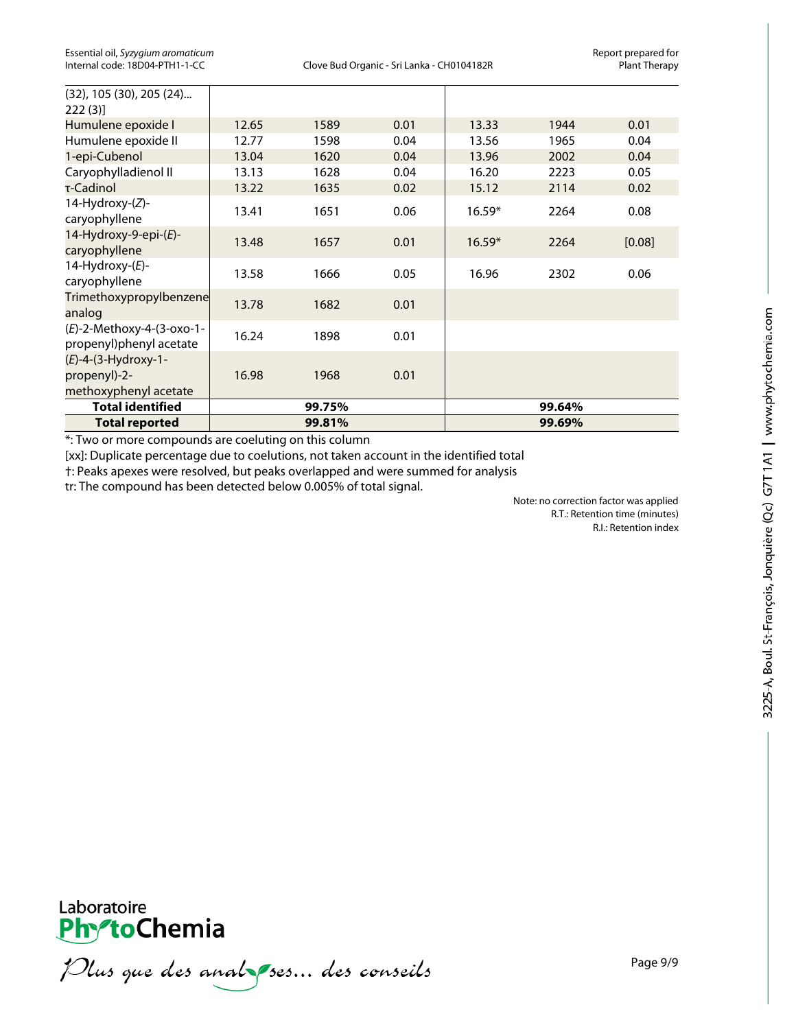| | | | | | | |
|---|---|---|---|---|---|---|
| (32), 105 (30), 205 (24)... 222 (3)] | | | | | | |
| Humulene epoxide I | 12.65 | 1589 | 0.01 | 13.33 | 1944 | 0.01 |
| Humulene epoxide II | 12.77 | 1598 | 0.04 | 13.56 | 1965 | 0.04 |
| 1-epi-Cubenol | 13.04 | 1620 | 0.04 | 13.96 | 2002 | 0.04 |
| Caryophylladienol II | 13.13 | 1628 | 0.04 | 16.20 | 2223 | 0.05 |
| τ-Cadinol | 13.22 | 1635 | 0.02 | 15.12 | 2114 | 0.02 |
| 14-Hydroxy-(*Z*)-caryophyllene | 13.41 | 1651 | 0.06 | 16.59* | 2264 | 0.08 |
| 14-Hydroxy-9-epi-(*E*)-caryophyllene | 13.48 | 1657 | 0.01 | 16.59* | 2264 | [0.08] |
| 14-Hydroxy-(*E*)-caryophyllene | 13.58 | 1666 | 0.05 | 16.96 | 2302 | 0.06 |
| Trimethoxypropylbenzene analog | 13.78 | 1682 | 0.01 | | | |
| (*E*)-2-Methoxy-4-(3-oxo-1-propenyl)phenyl acetate | 16.24 | 1898 | 0.01 | | | |
| (*E*)-4-(3-Hydroxy-1-propenyl)-2-methoxyphenyl acetate | 16.98 | 1968 | 0.01 | | | |
| **Total identified** | | **99.75%** | | | **99.64%** | |
| **Total reported** | | **99.81%** | | | **99.69%** | |

*: Two or more compounds are coeluting on this column

[xx]: Duplicate percentage due to coelutions, not taken account in the identified total

†: Peaks apexes were resolved, but peaks overlapped and were summed for analysis

tr: The compound has been detected below 0.005% of total signal.

Note: no correction factor was applied
R.T.: Retention time (minutes)
R.I.: Retention index

Laboratoire PhytoChemia

*Plus que des analyses... des conseils*

3225-A, Boul. St-François, Jonquière (Qc) G7T 1A1 | www.phytochemia.com